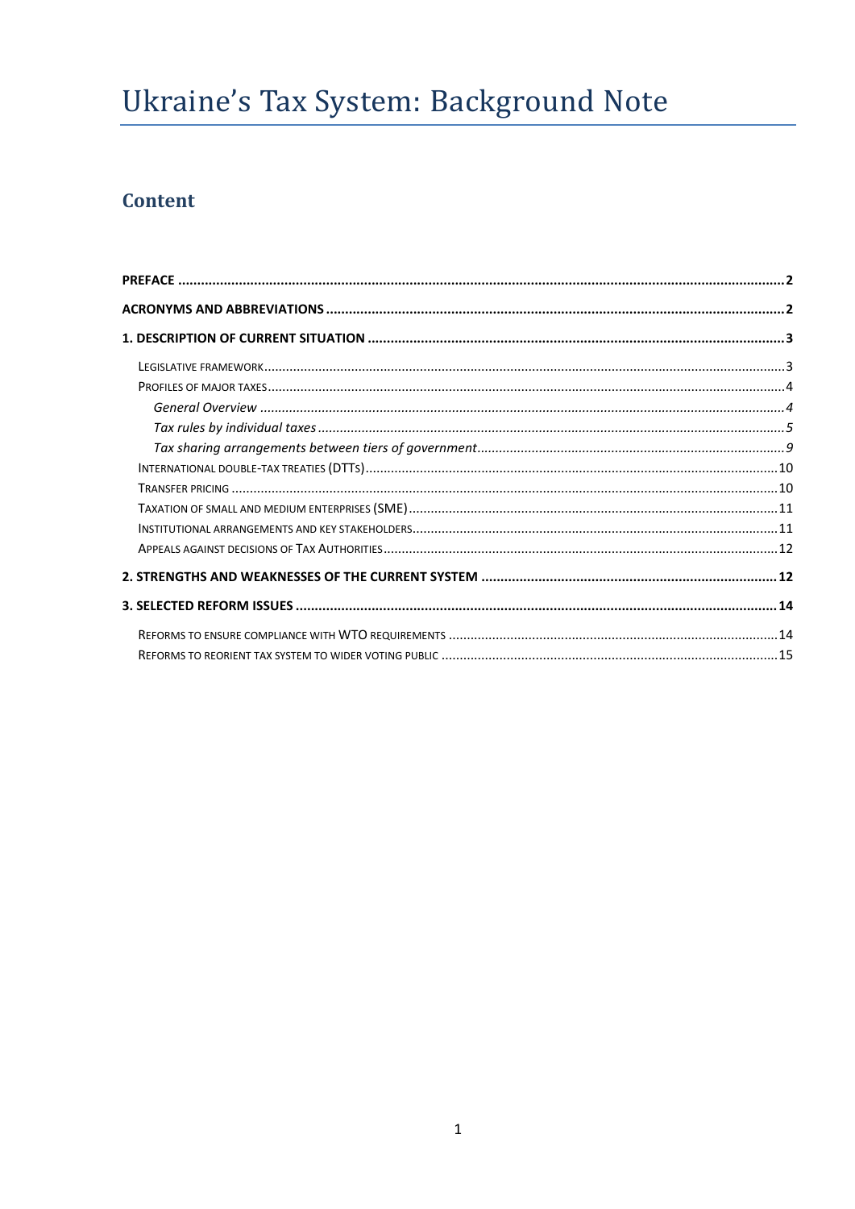# Ukraine's Tax System: Background Note

## Content

**PREFACE** ..... 2

**ACRONYMS AND ABBREVIATIONS** ..... 2

**1. DESCRIPTION OF CURRENT SITUATION** ..... 3

- Legislative framework ..... 3
- Profiles of major taxes ..... 4
  - *General Overview* ..... 4
  - *Tax rules by individual taxes* ..... 5
  - *Tax sharing arrangements between tiers of government* ..... 9
- International double-tax treaties (DTTs) ..... 10
- Transfer pricing ..... 10
- Taxation of small and medium enterprises (SME) ..... 11
- Institutional arrangements and key stakeholders ..... 11
- Appeals against decisions of Tax Authorities ..... 12

**2. STRENGTHS AND WEAKNESSES OF THE CURRENT SYSTEM** ..... 12

**3. SELECTED REFORM ISSUES** ..... 14

- Reforms to ensure compliance with WTO requirements ..... 14
- Reforms to reorient tax system to wider voting public ..... 15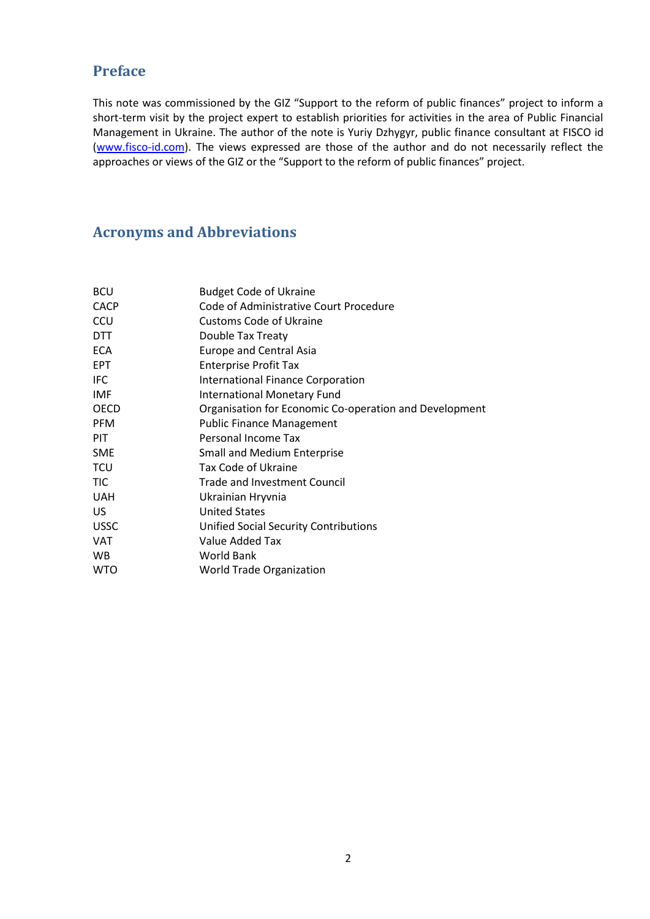## Preface

This note was commissioned by the GIZ "Support to the reform of public finances" project to inform a short-term visit by the project expert to establish priorities for activities in the area of Public Financial Management in Ukraine. The author of the note is Yuriy Dzhygyr, public finance consultant at FISCO id (www.fisco-id.com). The views expressed are those of the author and do not necessarily reflect the approaches or views of the GIZ or the "Support to the reform of public finances" project.

## Acronyms and Abbreviations

| | |
|---|---|
| BCU | Budget Code of Ukraine |
| CACP | Code of Administrative Court Procedure |
| CCU | Customs Code of Ukraine |
| DTT | Double Tax Treaty |
| ECA | Europe and Central Asia |
| EPT | Enterprise Profit Tax |
| IFC | International Finance Corporation |
| IMF | International Monetary Fund |
| OECD | Organisation for Economic Co-operation and Development |
| PFM | Public Finance Management |
| PIT | Personal Income Tax |
| SME | Small and Medium Enterprise |
| TCU | Tax Code of Ukraine |
| TIC | Trade and Investment Council |
| UAH | Ukrainian Hryvnia |
| US | United States |
| USSC | Unified Social Security Contributions |
| VAT | Value Added Tax |
| WB | World Bank |
| WTO | World Trade Organization |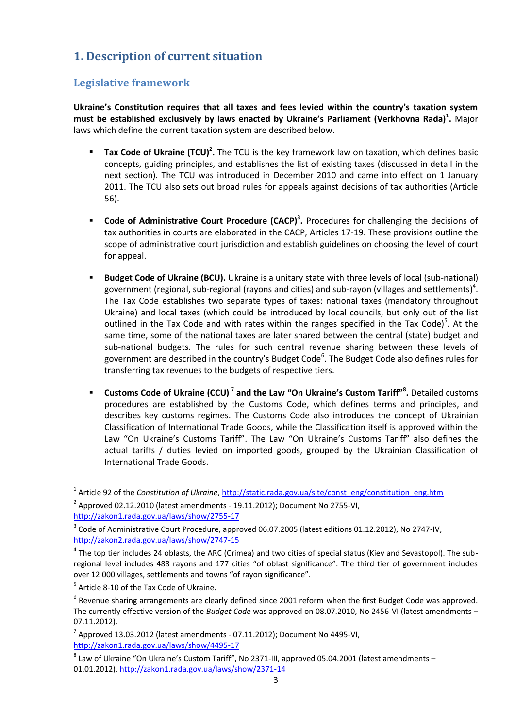# 1. Description of current situation

## Legislative framework

**Ukraine's Constitution requires that all taxes and fees levied within the country's taxation system must be established exclusively by laws enacted by Ukraine's Parliament (Verkhovna Rada)[1].** Major laws which define the current taxation system are described below.

- **Tax Code of Ukraine (TCU)[2].** The TCU is the key framework law on taxation, which defines basic concepts, guiding principles, and establishes the list of existing taxes (discussed in detail in the next section). The TCU was introduced in December 2010 and came into effect on 1 January 2011. The TCU also sets out broad rules for appeals against decisions of tax authorities (Article 56).

- **Code of Administrative Court Procedure (CACP)[3].** Procedures for challenging the decisions of tax authorities in courts are elaborated in the CACP, Articles 17-19. These provisions outline the scope of administrative court jurisdiction and establish guidelines on choosing the level of court for appeal.

- **Budget Code of Ukraine (BCU).** Ukraine is a unitary state with three levels of local (sub-national) government (regional, sub-regional (rayons and cities) and sub-rayon (villages and settlements)[4]. The Tax Code establishes two separate types of taxes: national taxes (mandatory throughout Ukraine) and local taxes (which could be introduced by local councils, but only out of the list outlined in the Tax Code and with rates within the ranges specified in the Tax Code)[5]. At the same time, some of the national taxes are later shared between the central (state) budget and sub-national budgets. The rules for such central revenue sharing between these levels of government are described in the country's Budget Code[6]. The Budget Code also defines rules for transferring tax revenues to the budgets of respective tiers.

- **Customs Code of Ukraine (CCU)[7] and the Law "On Ukraine's Custom Tariff"[8].** Detailed customs procedures are established by the Customs Code, which defines terms and principles, and describes key customs regimes. The Customs Code also introduces the concept of Ukrainian Classification of International Trade Goods, while the Classification itself is approved within the Law "On Ukraine's Customs Tariff". The Law "On Ukraine's Customs Tariff" also defines the actual tariffs / duties levied on imported goods, grouped by the Ukrainian Classification of International Trade Goods.

---

[1] Article 92 of the *Constitution of Ukraine*, http://static.rada.gov.ua/site/const_eng/constitution_eng.htm

[2] Approved 02.12.2010 (latest amendments - 19.11.2012); Document No 2755-VI, http://zakon1.rada.gov.ua/laws/show/2755-17

[3] Code of Administrative Court Procedure, approved 06.07.2005 (latest editions 01.12.2012), No 2747-IV, http://zakon2.rada.gov.ua/laws/show/2747-15

[4] The top tier includes 24 oblasts, the ARC (Crimea) and two cities of special status (Kiev and Sevastopol). The sub-regional level includes 488 rayons and 177 cities "of oblast significance". The third tier of government includes over 12 000 villages, settlements and towns "of rayon significance".

[5] Article 8-10 of the Tax Code of Ukraine.

[6] Revenue sharing arrangements are clearly defined since 2001 reform when the first Budget Code was approved. The currently effective version of the *Budget Code* was approved on 08.07.2010, No 2456-VI (latest amendments – 07.11.2012).

[7] Approved 13.03.2012 (latest amendments - 07.11.2012); Document No 4495-VI, http://zakon1.rada.gov.ua/laws/show/4495-17

[8] Law of Ukraine "On Ukraine's Custom Tariff", No 2371-III, approved 05.04.2001 (latest amendments – 01.01.2012), http://zakon1.rada.gov.ua/laws/show/2371-14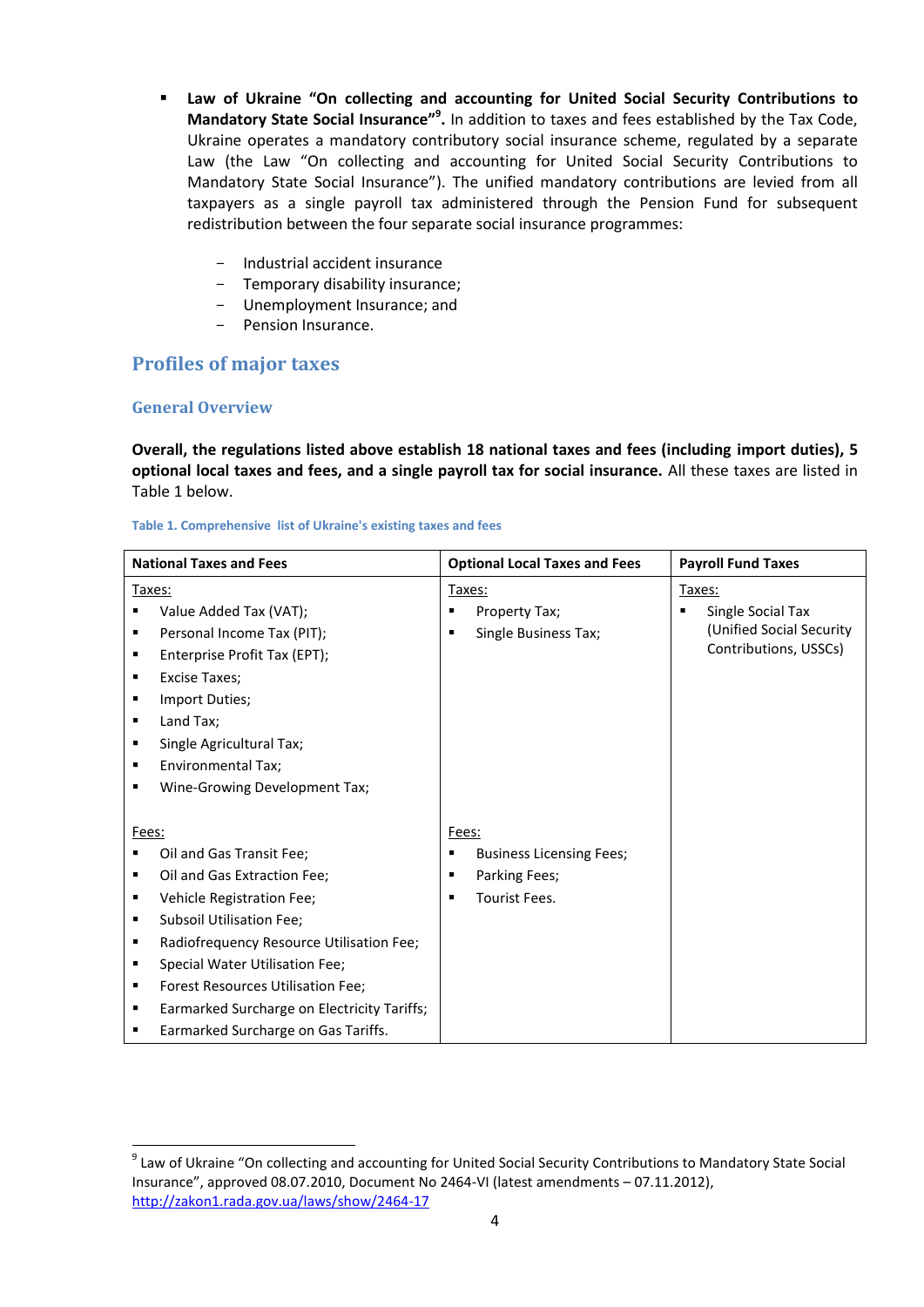- **Law of Ukraine "On collecting and accounting for United Social Security Contributions to Mandatory State Social Insurance"[9].** In addition to taxes and fees established by the Tax Code, Ukraine operates a mandatory contributory social insurance scheme, regulated by a separate Law (the Law "On collecting and accounting for United Social Security Contributions to Mandatory State Social Insurance"). The unified mandatory contributions are levied from all taxpayers as a single payroll tax administered through the Pension Fund for subsequent redistribution between the four separate social insurance programmes:

    - Industrial accident insurance
    - Temporary disability insurance;
    - Unemployment Insurance; and
    - Pension Insurance.

## Profiles of major taxes

### General Overview

**Overall, the regulations listed above establish 18 national taxes and fees (including import duties), 5 optional local taxes and fees, and a single payroll tax for social insurance.** All these taxes are listed in Table 1 below.

Table 1. Comprehensive list of Ukraine's existing taxes and fees

| National Taxes and Fees | Optional Local Taxes and Fees | Payroll Fund Taxes |
|---|---|---|
| Taxes: | Taxes: | Taxes: |
| ▪ Value Added Tax (VAT); | ▪ Property Tax; | ▪ Single Social Tax (Unified Social Security Contributions, USSCs) |
| ▪ Personal Income Tax (PIT); | ▪ Single Business Tax; | |
| ▪ Enterprise Profit Tax (EPT); | | |
| ▪ Excise Taxes; | | |
| ▪ Import Duties; | | |
| ▪ Land Tax; | | |
| ▪ Single Agricultural Tax; | | |
| ▪ Environmental Tax; | | |
| ▪ Wine-Growing Development Tax; | | |
| Fees: | Fees: | |
| ▪ Oil and Gas Transit Fee; | ▪ Business Licensing Fees; | |
| ▪ Oil and Gas Extraction Fee; | ▪ Parking Fees; | |
| ▪ Vehicle Registration Fee; | ▪ Tourist Fees. | |
| ▪ Subsoil Utilisation Fee; | | |
| ▪ Radiofrequency Resource Utilisation Fee; | | |
| ▪ Special Water Utilisation Fee; | | |
| ▪ Forest Resources Utilisation Fee; | | |
| ▪ Earmarked Surcharge on Electricity Tariffs; | | |
| ▪ Earmarked Surcharge on Gas Tariffs. | | |

[9] Law of Ukraine "On collecting and accounting for United Social Security Contributions to Mandatory State Social Insurance", approved 08.07.2010, Document No 2464-VI (latest amendments – 07.11.2012), http://zakon1.rada.gov.ua/laws/show/2464-17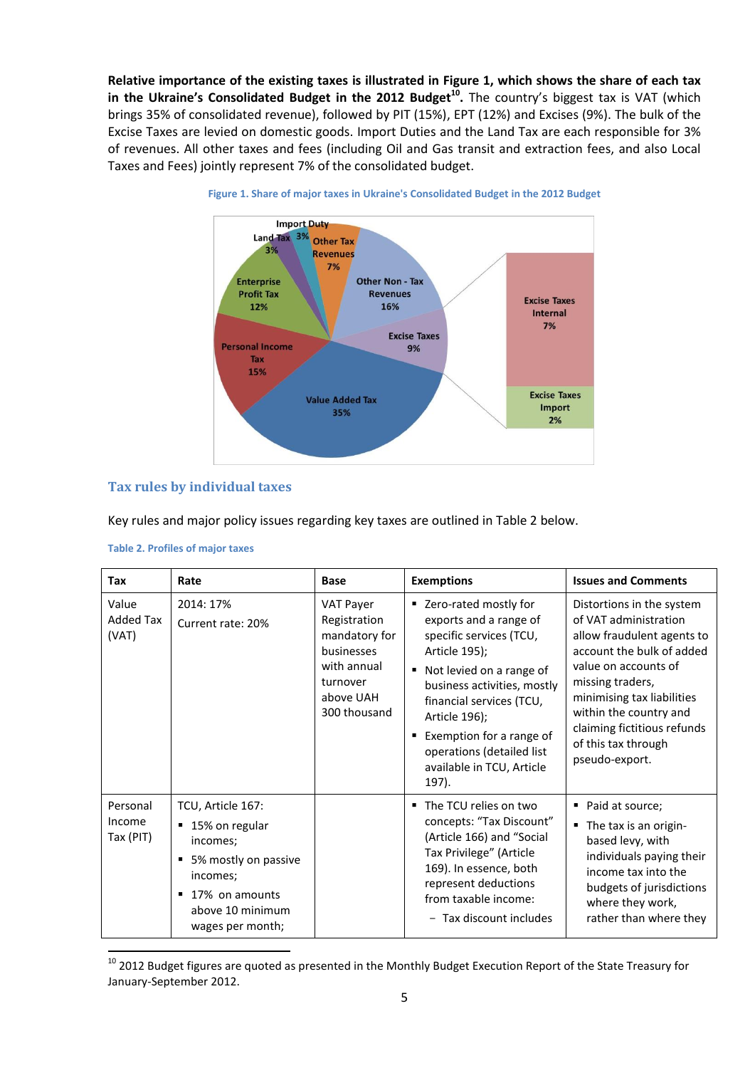**Relative importance of the existing taxes is illustrated in Figure 1, which shows the share of each tax in the Ukraine's Consolidated Budget in the 2012 Budget[10].** The country's biggest tax is VAT (which brings 35% of consolidated revenue), followed by PIT (15%), EPT (12%) and Excises (9%). The bulk of the Excise Taxes are levied on domestic goods. Import Duties and the Land Tax are each responsible for 3% of revenues. All other taxes and fees (including Oil and Gas transit and extraction fees, and also Local Taxes and Fees) jointly represent 7% of the consolidated budget.

Figure 1. Share of major taxes in Ukraine's Consolidated Budget in the 2012 Budget

Import Duty 3%; Land Tax 3%; Other Tax Revenues 7%; Other Non - Tax Revenues 16%; Excise Taxes 9%; Value Added Tax 35%; Personal Income Tax 15%; Enterprise Profit Tax 12%; Excise Taxes Internal 7%; Excise Taxes Import 2%

## Tax rules by individual taxes

Key rules and major policy issues regarding key taxes are outlined in Table 2 below.

Table 2. Profiles of major taxes

| Tax | Rate | Base | Exemptions | Issues and Comments |
|---|---|---|---|---|
| Value Added Tax (VAT) | 2014: 17%<br>Current rate: 20% | VAT Payer Registration mandatory for businesses with annual turnover above UAH 300 thousand | ▪ Zero-rated mostly for exports and a range of specific services (TCU, Article 195);<br>▪ Not levied on a range of business activities, mostly financial services (TCU, Article 196);<br>▪ Exemption for a range of operations (detailed list available in TCU, Article 197). | Distortions in the system of VAT administration allow fraudulent agents to account the bulk of added value on accounts of missing traders, minimising tax liabilities within the country and claiming fictitious refunds of this tax through pseudo-export. |
| Personal Income Tax (PIT) | TCU, Article 167:<br>▪ 15% on regular incomes;<br>▪ 5% mostly on passive incomes;<br>▪ 17% on amounts above 10 minimum wages per month; | | ▪ The TCU relies on two concepts: "Tax Discount" (Article 166) and "Social Tax Privilege" (Article 169). In essence, both represent deductions from taxable income:<br>− Tax discount includes | ▪ Paid at source;<br>▪ The tax is an origin-based levy, with individuals paying their income tax into the budgets of jurisdictions where they work, rather than where they |

[10] 2012 Budget figures are quoted as presented in the Monthly Budget Execution Report of the State Treasury for January-September 2012.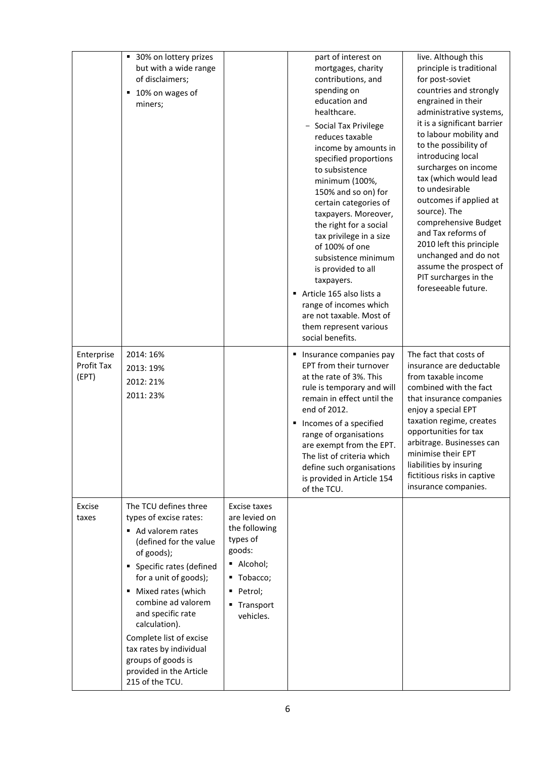| | | | | |
|---|---|---|---|---|
| | ▪ 30% on lottery prizes but with a wide range of disclaimers;<br>▪ 10% on wages of miners; | | part of interest on mortgages, charity contributions, and spending on education and healthcare.<br>− Social Tax Privilege reduces taxable income by amounts in specified proportions to subsistence minimum (100%, 150% and so on) for certain categories of taxpayers. Moreover, the right for a social tax privilege in a size of 100% of one subsistence minimum is provided to all taxpayers.<br>▪ Article 165 also lists a range of incomes which are not taxable. Most of them represent various social benefits. | live. Although this principle is traditional for post-soviet countries and strongly engrained in their administrative systems, it is a significant barrier to labour mobility and to the possibility of introducing local surcharges on income tax (which would lead to undesirable outcomes if applied at source). The comprehensive Budget and Tax reforms of 2010 left this principle unchanged and do not assume the prospect of PIT surcharges in the foreseeable future. |
| Enterprise Profit Tax (EPT) | 2014: 16%<br>2013: 19%<br>2012: 21%<br>2011: 23% | | ▪ Insurance companies pay EPT from their turnover at the rate of 3%. This rule is temporary and will remain in effect until the end of 2012.<br>▪ Incomes of a specified range of organisations are exempt from the EPT. The list of criteria which define such organisations is provided in Article 154 of the TCU. | The fact that costs of insurance are deductable from taxable income combined with the fact that insurance companies enjoy a special EPT taxation regime, creates opportunities for tax arbitrage. Businesses can minimise their EPT liabilities by insuring fictitious risks in captive insurance companies. |
| Excise taxes | The TCU defines three types of excise rates:<br>▪ Ad valorem rates (defined for the value of goods);<br>▪ Specific rates (defined for a unit of goods);<br>▪ Mixed rates (which combine ad valorem and specific rate calculation).<br>Complete list of excise tax rates by individual groups of goods is provided in the Article 215 of the TCU. | Excise taxes are levied on the following types of goods:<br>▪ Alcohol;<br>▪ Tobacco;<br>▪ Petrol;<br>▪ Transport vehicles. | | |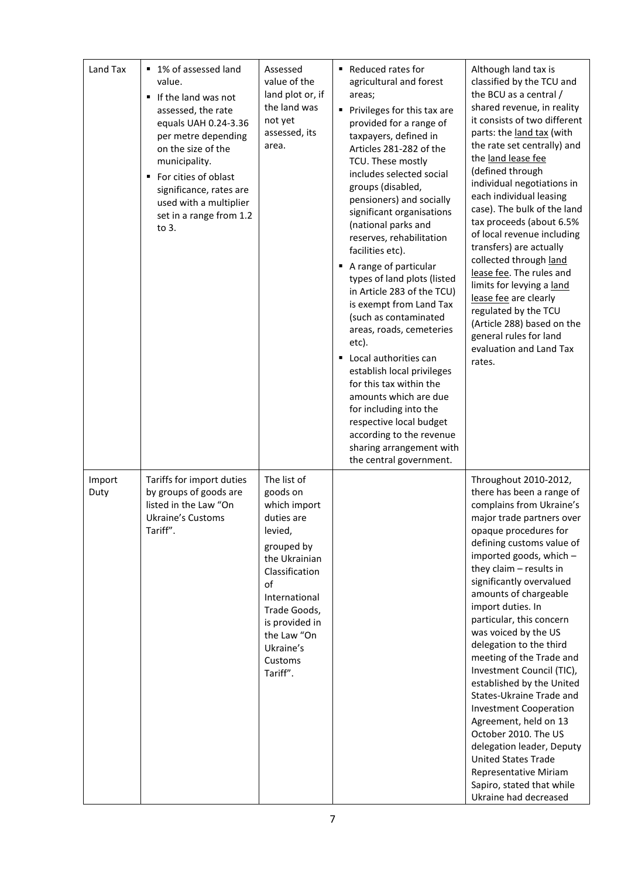| Land Tax | ▪ 1% of assessed land value.<br>▪ If the land was not assessed, the rate equals UAH 0.24-3.36 per metre depending on the size of the municipality.<br>▪ For cities of oblast significance, rates are used with a multiplier set in a range from 1.2 to 3. | Assessed value of the land plot or, if the land was not yet assessed, its area. | ▪ Reduced rates for agricultural and forest areas;<br>▪ Privileges for this tax are provided for a range of taxpayers, defined in Articles 281-282 of the TCU. These mostly includes selected social groups (disabled, pensioners) and socially significant organisations (national parks and reserves, rehabilitation facilities etc).<br>▪ A range of particular types of land plots (listed in Article 283 of the TCU) is exempt from Land Tax (such as contaminated areas, roads, cemeteries etc).<br>▪ Local authorities can establish local privileges for this tax within the amounts which are due for including into the respective local budget according to the revenue sharing arrangement with the central government. | Although land tax is classified by the TCU and the BCU as a central / shared revenue, in reality it consists of two different parts: the land tax (with the rate set centrally) and the land lease fee (defined through individual negotiations in each individual leasing case). The bulk of the land tax proceeds (about 6.5% of local revenue including transfers) are actually collected through land lease fee. The rules and limits for levying a land lease fee are clearly regulated by the TCU (Article 288) based on the general rules for land evaluation and Land Tax rates. |
|---|---|---|---|---|
| Import Duty | Tariffs for import duties by groups of goods are listed in the Law "On Ukraine's Customs Tariff". | The list of goods on which import duties are levied, grouped by the Ukrainian Classification of International Trade Goods, is provided in the Law "On Ukraine's Customs Tariff". | | Throughout 2010-2012, there has been a range of complains from Ukraine's major trade partners over opaque procedures for defining customs value of imported goods, which – they claim – results in significantly overvalued amounts of chargeable import duties. In particular, this concern was voiced by the US delegation to the third meeting of the Trade and Investment Council (TIC), established by the United States-Ukraine Trade and Investment Cooperation Agreement, held on 13 October 2010. The US delegation leader, Deputy United States Trade Representative Miriam Sapiro, stated that while Ukraine had decreased |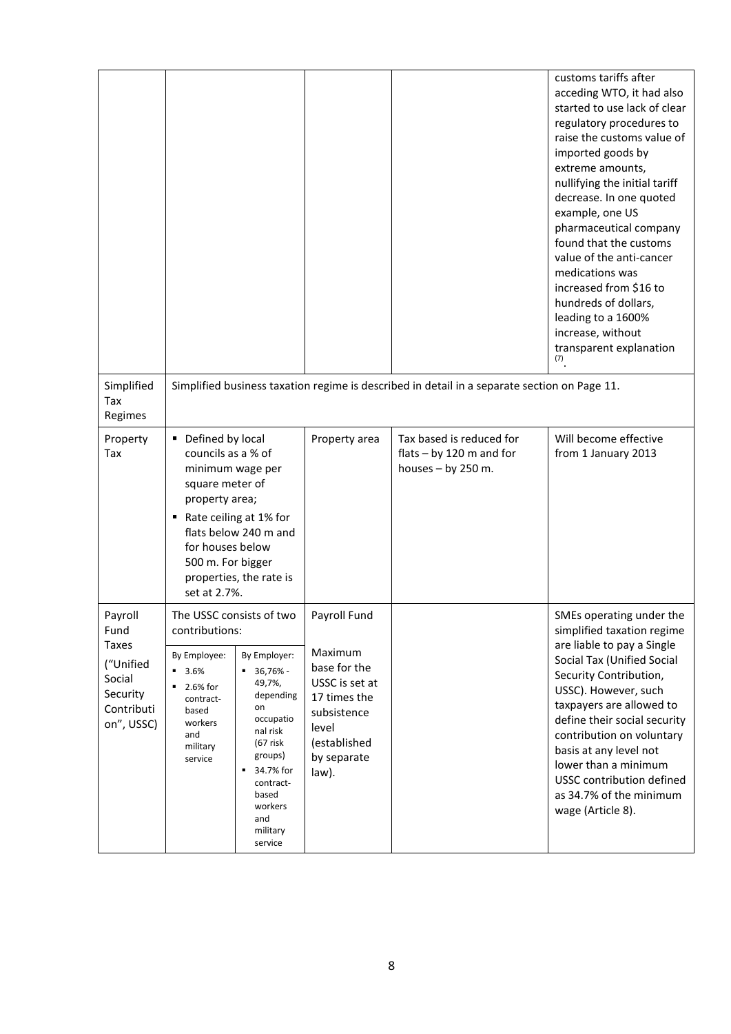| | | | | |
|---|---|---|---|---|
| | | | | customs tariffs after acceding WTO, it had also started to use lack of clear regulatory procedures to raise the customs value of imported goods by extreme amounts, nullifying the initial tariff decrease. In one quoted example, one US pharmaceutical company found that the customs value of the anti-cancer medications was increased from $16 to hundreds of dollars, leading to a 1600% increase, without transparent explanation [7]. |
| Simplified Tax Regimes | Simplified business taxation regime is described in detail in a separate section on Page 11. | | | |
| Property Tax | ▪ Defined by local councils as a % of minimum wage per square meter of property area;<br>▪ Rate ceiling at 1% for flats below 240 m and for houses below 500 m. For bigger properties, the rate is set at 2.7%. | Property area | Tax based is reduced for flats – by 120 m and for houses – by 250 m. | Will become effective from 1 January 2013 |
| Payroll Fund Taxes ("Unified Social Security Contribution", USSC) | The USSC consists of two contributions:<br>By Employee:<br>▪ 3.6%<br>▪ 2.6% for contract-based workers and military service<br>By Employer:<br>▪ 36,76% - 49,7%, depending on occupational risk (67 risk groups)<br>▪ 34.7% for contract-based workers and military service | Payroll Fund<br><br>Maximum base for the USSC is set at 17 times the subsistence level (established by separate law). | | SMEs operating under the simplified taxation regime are liable to pay a Single Social Tax (Unified Social Security Contribution, USSC). However, such taxpayers are allowed to define their social security contribution on voluntary basis at any level not lower than a minimum USSC contribution defined as 34.7% of the minimum wage (Article 8). |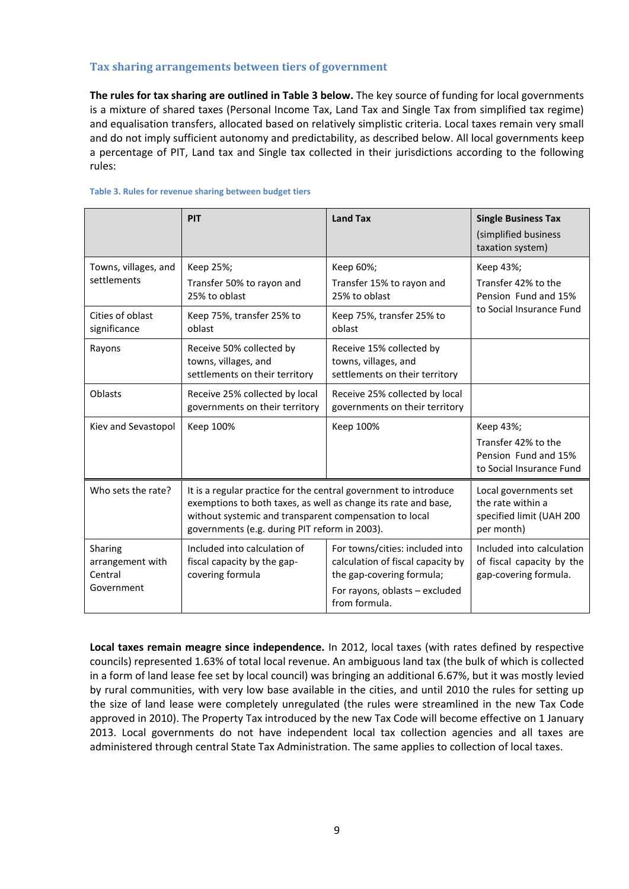### Tax sharing arrangements between tiers of government

**The rules for tax sharing are outlined in Table 3 below.** The key source of funding for local governments is a mixture of shared taxes (Personal Income Tax, Land Tax and Single Tax from simplified tax regime) and equalisation transfers, allocated based on relatively simplistic criteria. Local taxes remain very small and do not imply sufficient autonomy and predictability, as described below. All local governments keep a percentage of PIT, Land tax and Single tax collected in their jurisdictions according to the following rules:

Table 3. Rules for revenue sharing between budget tiers

| | PIT | Land Tax | Single Business Tax (simplified business taxation system) |
|---|---|---|---|
| Towns, villages, and settlements | Keep 25%; Transfer 50% to rayon and 25% to oblast | Keep 60%; Transfer 15% to rayon and 25% to oblast | Keep 43%; Transfer 42% to the Pension Fund and 15% to Social Insurance Fund |
| Cities of oblast significance | Keep 75%, transfer 25% to oblast | Keep 75%, transfer 25% to oblast | |
| Rayons | Receive 50% collected by towns, villages, and settlements on their territory | Receive 15% collected by towns, villages, and settlements on their territory | |
| Oblasts | Receive 25% collected by local governments on their territory | Receive 25% collected by local governments on their territory | |
| Kiev and Sevastopol | Keep 100% | Keep 100% | Keep 43%; Transfer 42% to the Pension Fund and 15% to Social Insurance Fund |
| Who sets the rate? | It is a regular practice for the central government to introduce exemptions to both taxes, as well as change its rate and base, without systemic and transparent compensation to local governments (e.g. during PIT reform in 2003). | | Local governments set the rate within a specified limit (UAH 200 per month) |
| Sharing arrangement with Central Government | Included into calculation of fiscal capacity by the gap-covering formula | For towns/cities: included into calculation of fiscal capacity by the gap-covering formula; For rayons, oblasts – excluded from formula. | Included into calculation of fiscal capacity by the gap-covering formula. |

**Local taxes remain meagre since independence.** In 2012, local taxes (with rates defined by respective councils) represented 1.63% of total local revenue. An ambiguous land tax (the bulk of which is collected in a form of land lease fee set by local council) was bringing an additional 6.67%, but it was mostly levied by rural communities, with very low base available in the cities, and until 2010 the rules for setting up the size of land lease were completely unregulated (the rules were streamlined in the new Tax Code approved in 2010). The Property Tax introduced by the new Tax Code will become effective on 1 January 2013. Local governments do not have independent local tax collection agencies and all taxes are administered through central State Tax Administration. The same applies to collection of local taxes.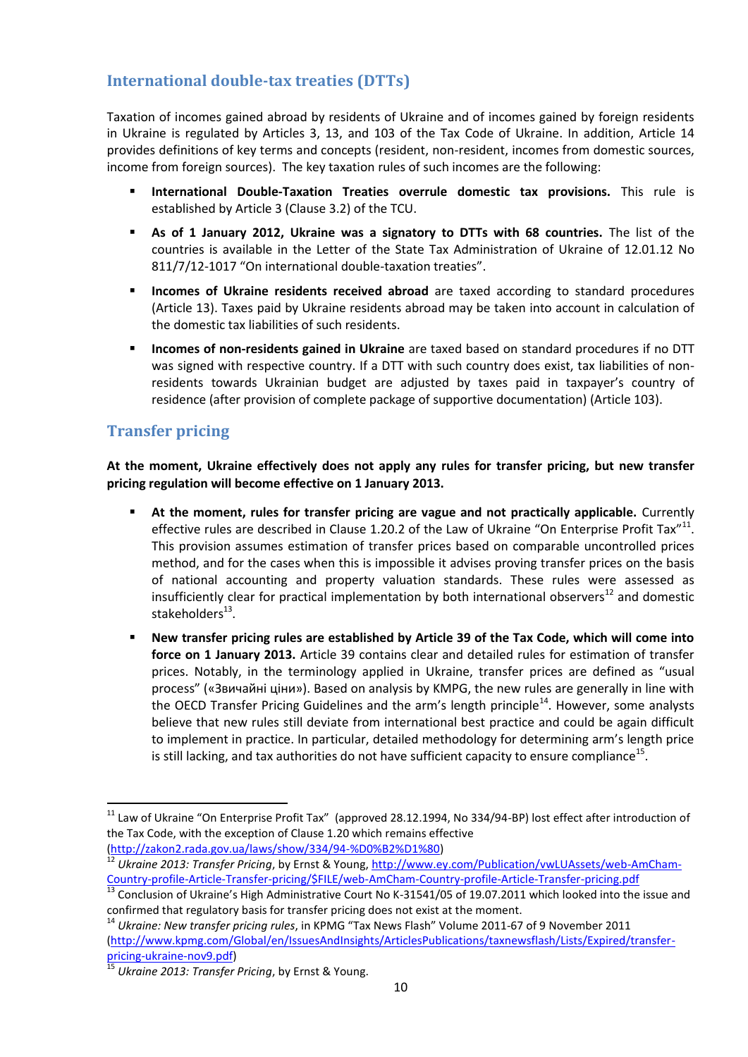## International double-tax treaties (DTTs)

Taxation of incomes gained abroad by residents of Ukraine and of incomes gained by foreign residents in Ukraine is regulated by Articles 3, 13, and 103 of the Tax Code of Ukraine. In addition, Article 14 provides definitions of key terms and concepts (resident, non-resident, incomes from domestic sources, income from foreign sources). The key taxation rules of such incomes are the following:

- **International Double-Taxation Treaties overrule domestic tax provisions.** This rule is established by Article 3 (Clause 3.2) of the TCU.
- **As of 1 January 2012, Ukraine was a signatory to DTTs with 68 countries.** The list of the countries is available in the Letter of the State Tax Administration of Ukraine of 12.01.12 No 811/7/12-1017 "On international double-taxation treaties".
- **Incomes of Ukraine residents received abroad** are taxed according to standard procedures (Article 13). Taxes paid by Ukraine residents abroad may be taken into account in calculation of the domestic tax liabilities of such residents.
- **Incomes of non-residents gained in Ukraine** are taxed based on standard procedures if no DTT was signed with respective country. If a DTT with such country does exist, tax liabilities of non-residents towards Ukrainian budget are adjusted by taxes paid in taxpayer's country of residence (after provision of complete package of supportive documentation) (Article 103).

## Transfer pricing

**At the moment, Ukraine effectively does not apply any rules for transfer pricing, but new transfer pricing regulation will become effective on 1 January 2013.**

- **At the moment, rules for transfer pricing are vague and not practically applicable.** Currently effective rules are described in Clause 1.20.2 of the Law of Ukraine "On Enterprise Profit Tax"[11]. This provision assumes estimation of transfer prices based on comparable uncontrolled prices method, and for the cases when this is impossible it advises proving transfer prices on the basis of national accounting and property valuation standards. These rules were assessed as insufficiently clear for practical implementation by both international observers[12] and domestic stakeholders[13].
- **New transfer pricing rules are established by Article 39 of the Tax Code, which will come into force on 1 January 2013.** Article 39 contains clear and detailed rules for estimation of transfer prices. Notably, in the terminology applied in Ukraine, transfer prices are defined as "usual process" («Звичайні ціни»). Based on analysis by KMPG, the new rules are generally in line with the OECD Transfer Pricing Guidelines and the arm's length principle[14]. However, some analysts believe that new rules still deviate from international best practice and could be again difficult to implement in practice. In particular, detailed methodology for determining arm's length price is still lacking, and tax authorities do not have sufficient capacity to ensure compliance[15].

---

[11] Law of Ukraine "On Enterprise Profit Tax" (approved 28.12.1994, No 334/94-ВР) lost effect after introduction of the Tax Code, with the exception of Clause 1.20 which remains effective (http://zakon2.rada.gov.ua/laws/show/334/94-%D0%B2%D1%80)

[12] *Ukraine 2013: Transfer Pricing*, by Ernst & Young, http://www.ey.com/Publication/vwLUAssets/web-AmCham-Country-profile-Article-Transfer-pricing/$FILE/web-AmCham-Country-profile-Article-Transfer-pricing.pdf

[13] Conclusion of Ukraine's High Administrative Court No K-31541/05 of 19.07.2011 which looked into the issue and confirmed that regulatory basis for transfer pricing does not exist at the moment.

[14] *Ukraine: New transfer pricing rules*, in KPMG "Tax News Flash" Volume 2011-67 of 9 November 2011 (http://www.kpmg.com/Global/en/IssuesAndInsights/ArticlesPublications/taxnewsflash/Lists/Expired/transfer-pricing-ukraine-nov9.pdf)

[15] *Ukraine 2013: Transfer Pricing*, by Ernst & Young.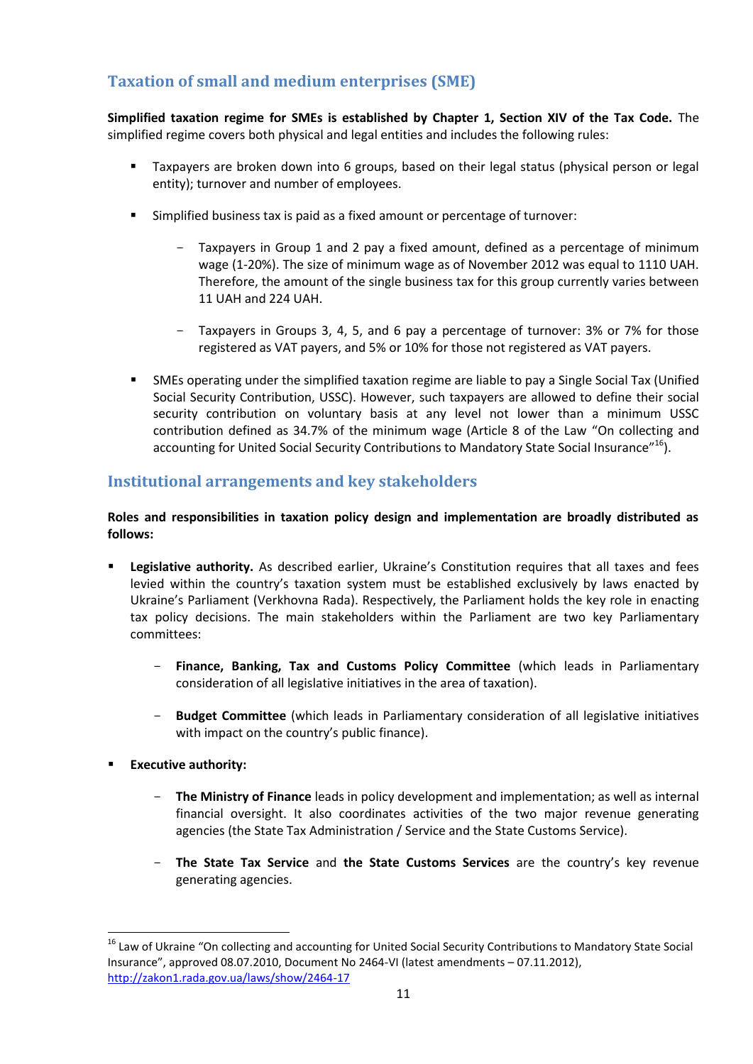## Taxation of small and medium enterprises (SME)

**Simplified taxation regime for SMEs is established by Chapter 1, Section XIV of the Tax Code.** The simplified regime covers both physical and legal entities and includes the following rules:

- Taxpayers are broken down into 6 groups, based on their legal status (physical person or legal entity); turnover and number of employees.
- Simplified business tax is paid as a fixed amount or percentage of turnover:
  - Taxpayers in Group 1 and 2 pay a fixed amount, defined as a percentage of minimum wage (1-20%). The size of minimum wage as of November 2012 was equal to 1110 UAH. Therefore, the amount of the single business tax for this group currently varies between 11 UAH and 224 UAH.
  - Taxpayers in Groups 3, 4, 5, and 6 pay a percentage of turnover: 3% or 7% for those registered as VAT payers, and 5% or 10% for those not registered as VAT payers.
- SMEs operating under the simplified taxation regime are liable to pay a Single Social Tax (Unified Social Security Contribution, USSC). However, such taxpayers are allowed to define their social security contribution on voluntary basis at any level not lower than a minimum USSC contribution defined as 34.7% of the minimum wage (Article 8 of the Law "On collecting and accounting for United Social Security Contributions to Mandatory State Social Insurance"[16]).

## Institutional arrangements and key stakeholders

**Roles and responsibilities in taxation policy design and implementation are broadly distributed as follows:**

- **Legislative authority.** As described earlier, Ukraine's Constitution requires that all taxes and fees levied within the country's taxation system must be established exclusively by laws enacted by Ukraine's Parliament (Verkhovna Rada). Respectively, the Parliament holds the key role in enacting tax policy decisions. The main stakeholders within the Parliament are two key Parliamentary committees:
  - **Finance, Banking, Tax and Customs Policy Committee** (which leads in Parliamentary consideration of all legislative initiatives in the area of taxation).
  - **Budget Committee** (which leads in Parliamentary consideration of all legislative initiatives with impact on the country's public finance).
- **Executive authority:**
  - **The Ministry of Finance** leads in policy development and implementation; as well as internal financial oversight. It also coordinates activities of the two major revenue generating agencies (the State Tax Administration / Service and the State Customs Service).
  - **The State Tax Service** and **the State Customs Services** are the country's key revenue generating agencies.

---

[16] Law of Ukraine "On collecting and accounting for United Social Security Contributions to Mandatory State Social Insurance", approved 08.07.2010, Document No 2464-VI (latest amendments – 07.11.2012), http://zakon1.rada.gov.ua/laws/show/2464-17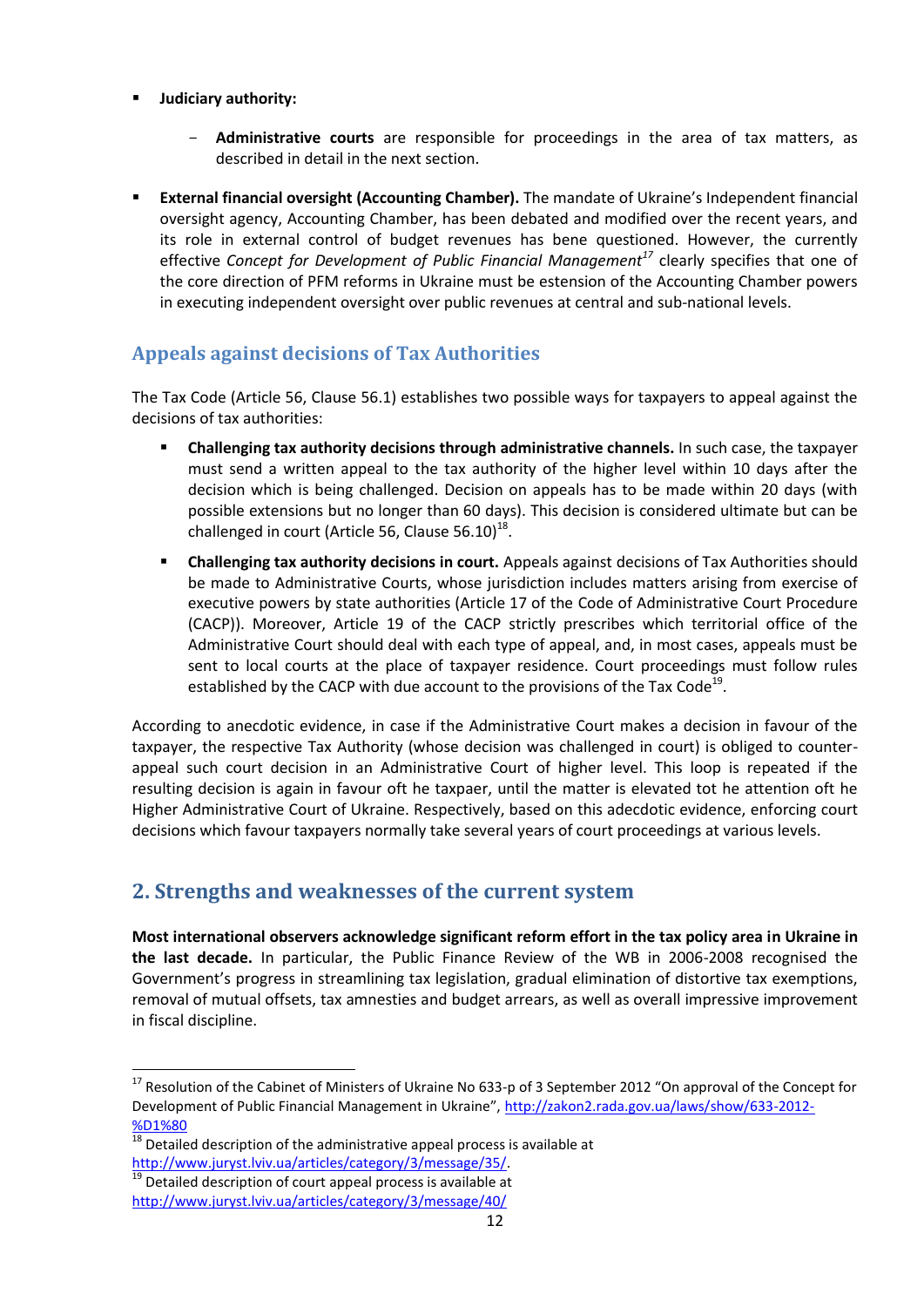- **Judiciary authority:**

    - **Administrative courts** are responsible for proceedings in the area of tax matters, as described in detail in the next section.

- **External financial oversight (Accounting Chamber).** The mandate of Ukraine's Independent financial oversight agency, Accounting Chamber, has been debated and modified over the recent years, and its role in external control of budget revenues has bene questioned. However, the currently effective *Concept for Development of Public Financial Management*[17] clearly specifies that one of the core direction of PFM reforms in Ukraine must be estension of the Accounting Chamber powers in executing independent oversight over public revenues at central and sub-national levels.

## Appeals against decisions of Tax Authorities

The Tax Code (Article 56, Clause 56.1) establishes two possible ways for taxpayers to appeal against the decisions of tax authorities:

- **Challenging tax authority decisions through administrative channels.** In such case, the taxpayer must send a written appeal to the tax authority of the higher level within 10 days after the decision which is being challenged. Decision on appeals has to be made within 20 days (with possible extensions but no longer than 60 days). This decision is considered ultimate but can be challenged in court (Article 56, Clause 56.10)[18].
- **Challenging tax authority decisions in court.** Appeals against decisions of Tax Authorities should be made to Administrative Courts, whose jurisdiction includes matters arising from exercise of executive powers by state authorities (Article 17 of the Code of Administrative Court Procedure (CACP)). Moreover, Article 19 of the CACP strictly prescribes which territorial office of the Administrative Court should deal with each type of appeal, and, in most cases, appeals must be sent to local courts at the place of taxpayer residence. Court proceedings must follow rules established by the CACP with due account to the provisions of the Tax Code[19].

According to anecdotic evidence, in case if the Administrative Court makes a decision in favour of the taxpayer, the respective Tax Authority (whose decision was challenged in court) is obliged to counter-appeal such court decision in an Administrative Court of higher level. This loop is repeated if the resulting decision is again in favour oft he taxpaer, until the matter is elevated tot he attention oft he Higher Administrative Court of Ukraine. Respectively, based on this adecdotic evidence, enforcing court decisions which favour taxpayers normally take several years of court proceedings at various levels.

## 2. Strengths and weaknesses of the current system

**Most international observers acknowledge significant reform effort in the tax policy area in Ukraine in the last decade.** In particular, the Public Finance Review of the WB in 2006-2008 recognised the Government's progress in streamlining tax legislation, gradual elimination of distortive tax exemptions, removal of mutual offsets, tax amnesties and budget arrears, as well as overall impressive improvement in fiscal discipline.

---

[17] Resolution of the Cabinet of Ministers of Ukraine No 633-p of 3 September 2012 "On approval of the Concept for Development of Public Financial Management in Ukraine", http://zakon2.rada.gov.ua/laws/show/633-2012-%D1%80

[18] Detailed description of the administrative appeal process is available at http://www.juryst.lviv.ua/articles/category/3/message/35/.

[19] Detailed description of court appeal process is available at http://www.juryst.lviv.ua/articles/category/3/message/40/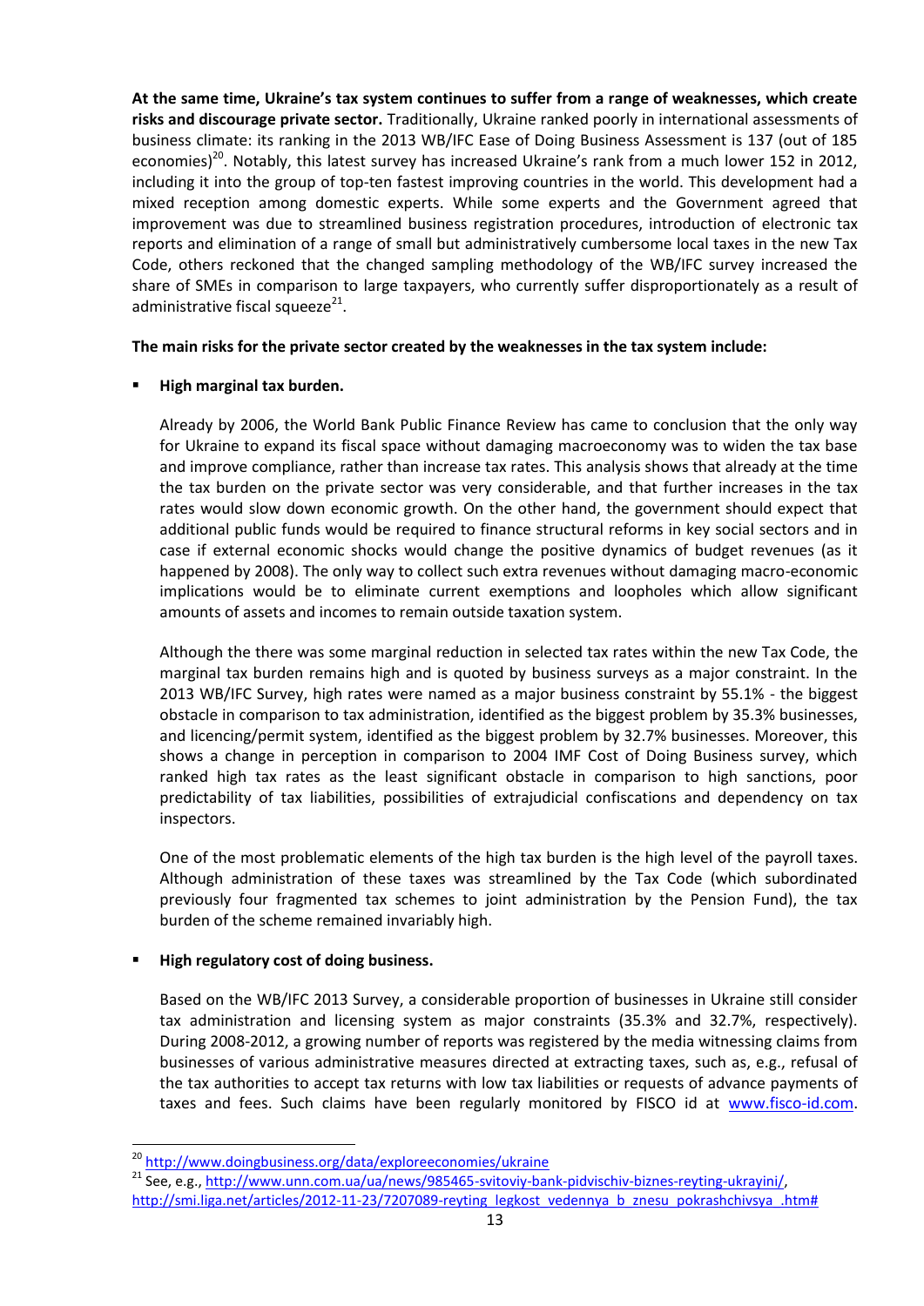**At the same time, Ukraine's tax system continues to suffer from a range of weaknesses, which create risks and discourage private sector.** Traditionally, Ukraine ranked poorly in international assessments of business climate: its ranking in the 2013 WB/IFC Ease of Doing Business Assessment is 137 (out of 185 economies)[20]. Notably, this latest survey has increased Ukraine's rank from a much lower 152 in 2012, including it into the group of top-ten fastest improving countries in the world. This development had a mixed reception among domestic experts. While some experts and the Government agreed that improvement was due to streamlined business registration procedures, introduction of electronic tax reports and elimination of a range of small but administratively cumbersome local taxes in the new Tax Code, others reckoned that the changed sampling methodology of the WB/IFC survey increased the share of SMEs in comparison to large taxpayers, who currently suffer disproportionately as a result of administrative fiscal squeeze[21].

**The main risks for the private sector created by the weaknesses in the tax system include:**

- **High marginal tax burden.**

  Already by 2006, the World Bank Public Finance Review has came to conclusion that the only way for Ukraine to expand its fiscal space without damaging macroeconomy was to widen the tax base and improve compliance, rather than increase tax rates. This analysis shows that already at the time the tax burden on the private sector was very considerable, and that further increases in the tax rates would slow down economic growth. On the other hand, the government should expect that additional public funds would be required to finance structural reforms in key social sectors and in case if external economic shocks would change the positive dynamics of budget revenues (as it happened by 2008). The only way to collect such extra revenues without damaging macro-economic implications would be to eliminate current exemptions and loopholes which allow significant amounts of assets and incomes to remain outside taxation system.

  Although the there was some marginal reduction in selected tax rates within the new Tax Code, the marginal tax burden remains high and is quoted by business surveys as a major constraint. In the 2013 WB/IFC Survey, high rates were named as a major business constraint by 55.1% - the biggest obstacle in comparison to tax administration, identified as the biggest problem by 35.3% businesses, and licencing/permit system, identified as the biggest problem by 32.7% businesses. Moreover, this shows a change in perception in comparison to 2004 IMF Cost of Doing Business survey, which ranked high tax rates as the least significant obstacle in comparison to high sanctions, poor predictability of tax liabilities, possibilities of extrajudicial confiscations and dependency on tax inspectors.

  One of the most problematic elements of the high tax burden is the high level of the payroll taxes. Although administration of these taxes was streamlined by the Tax Code (which subordinated previously four fragmented tax schemes to joint administration by the Pension Fund), the tax burden of the scheme remained invariably high.

- **High regulatory cost of doing business.**

  Based on the WB/IFC 2013 Survey, a considerable proportion of businesses in Ukraine still consider tax administration and licensing system as major constraints (35.3% and 32.7%, respectively). During 2008-2012, a growing number of reports was registered by the media witnessing claims from businesses of various administrative measures directed at extracting taxes, such as, e.g., refusal of the tax authorities to accept tax returns with low tax liabilities or requests of advance payments of taxes and fees. Such claims have been regularly monitored by FISCO id at www.fisco-id.com.

---

[20] http://www.doingbusiness.org/data/exploreeconomies/ukraine

[21] See, e.g., http://www.unn.com.ua/ua/news/985465-svitoviy-bank-pidvischiv-biznes-reyting-ukrayini/, http://smi.liga.net/articles/2012-11-23/7207089-reyting_legkost_vedennya_b_znesu_pokrashchivsya_.htm#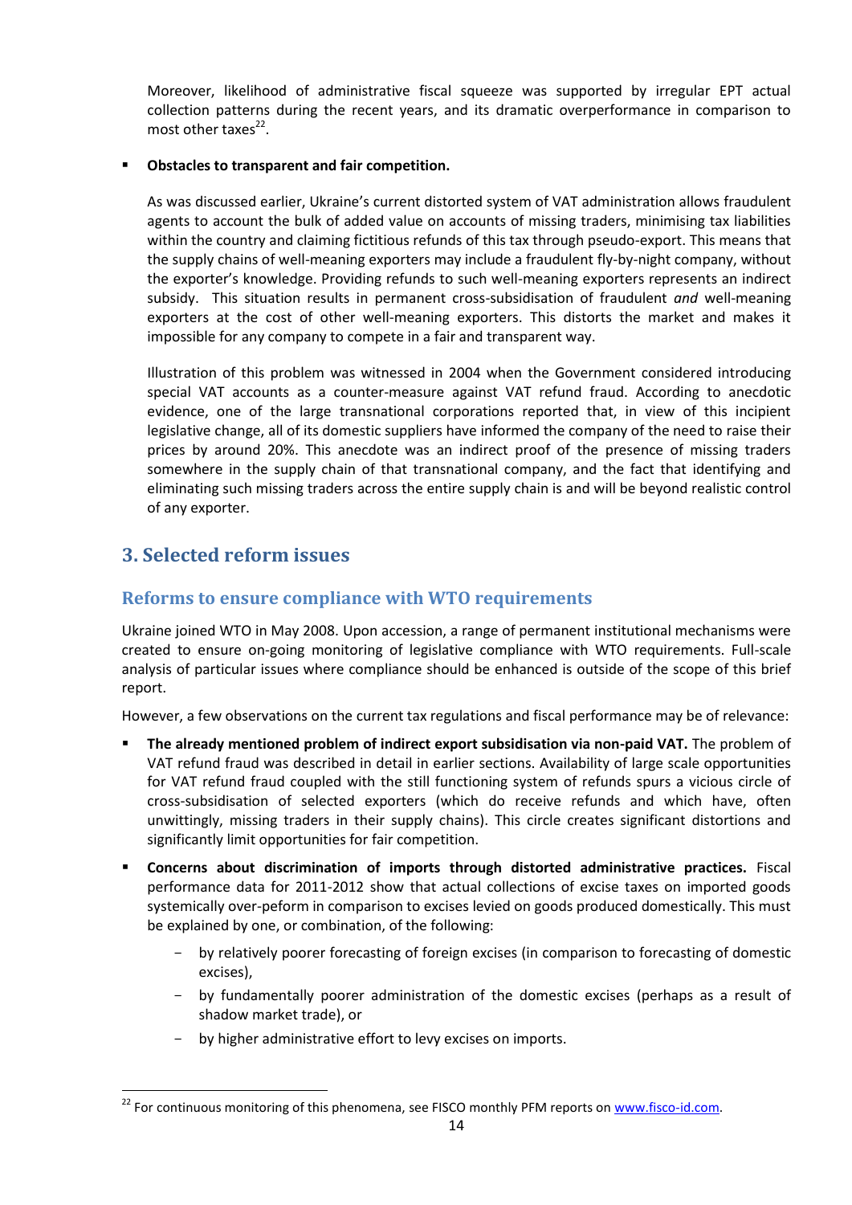Moreover, likelihood of administrative fiscal squeeze was supported by irregular EPT actual collection patterns during the recent years, and its dramatic overperformance in comparison to most other taxes[22].

- **Obstacles to transparent and fair competition.**

  As was discussed earlier, Ukraine's current distorted system of VAT administration allows fraudulent agents to account the bulk of added value on accounts of missing traders, minimising tax liabilities within the country and claiming fictitious refunds of this tax through pseudo-export. This means that the supply chains of well-meaning exporters may include a fraudulent fly-by-night company, without the exporter's knowledge. Providing refunds to such well-meaning exporters represents an indirect subsidy. This situation results in permanent cross-subsidisation of fraudulent *and* well-meaning exporters at the cost of other well-meaning exporters. This distorts the market and makes it impossible for any company to compete in a fair and transparent way.

  Illustration of this problem was witnessed in 2004 when the Government considered introducing special VAT accounts as a counter-measure against VAT refund fraud. According to anecdotic evidence, one of the large transnational corporations reported that, in view of this incipient legislative change, all of its domestic suppliers have informed the company of the need to raise their prices by around 20%. This anecdote was an indirect proof of the presence of missing traders somewhere in the supply chain of that transnational company, and the fact that identifying and eliminating such missing traders across the entire supply chain is and will be beyond realistic control of any exporter.

## 3. Selected reform issues

### Reforms to ensure compliance with WTO requirements

Ukraine joined WTO in May 2008. Upon accession, a range of permanent institutional mechanisms were created to ensure on-going monitoring of legislative compliance with WTO requirements. Full-scale analysis of particular issues where compliance should be enhanced is outside of the scope of this brief report.

However, a few observations on the current tax regulations and fiscal performance may be of relevance:

- **The already mentioned problem of indirect export subsidisation via non-paid VAT.** The problem of VAT refund fraud was described in detail in earlier sections. Availability of large scale opportunities for VAT refund fraud coupled with the still functioning system of refunds spurs a vicious circle of cross-subsidisation of selected exporters (which do receive refunds and which have, often unwittingly, missing traders in their supply chains). This circle creates significant distortions and significantly limit opportunities for fair competition.
- **Concerns about discrimination of imports through distorted administrative practices.** Fiscal performance data for 2011-2012 show that actual collections of excise taxes on imported goods systemically over-peform in comparison to excises levied on goods produced domestically. This must be explained by one, or combination, of the following:
  - by relatively poorer forecasting of foreign excises (in comparison to forecasting of domestic excises),
  - by fundamentally poorer administration of the domestic excises (perhaps as a result of shadow market trade), or
  - by higher administrative effort to levy excises on imports.

[22] For continuous monitoring of this phenomena, see FISCO monthly PFM reports on www.fisco-id.com.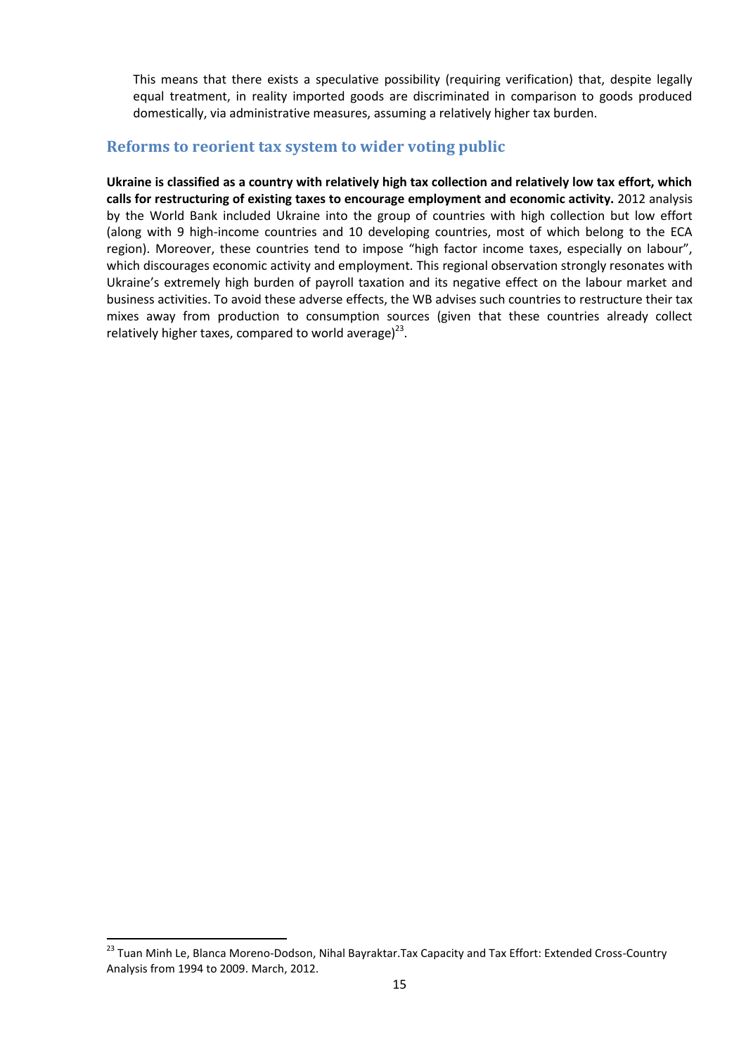This means that there exists a speculative possibility (requiring verification) that, despite legally equal treatment, in reality imported goods are discriminated in comparison to goods produced domestically, via administrative measures, assuming a relatively higher tax burden.

## Reforms to reorient tax system to wider voting public

**Ukraine is classified as a country with relatively high tax collection and relatively low tax effort, which calls for restructuring of existing taxes to encourage employment and economic activity.** 2012 analysis by the World Bank included Ukraine into the group of countries with high collection but low effort (along with 9 high-income countries and 10 developing countries, most of which belong to the ECA region). Moreover, these countries tend to impose "high factor income taxes, especially on labour", which discourages economic activity and employment. This regional observation strongly resonates with Ukraine's extremely high burden of payroll taxation and its negative effect on the labour market and business activities. To avoid these adverse effects, the WB advises such countries to restructure their tax mixes away from production to consumption sources (given that these countries already collect relatively higher taxes, compared to world average)[23].

---

[23] Tuan Minh Le, Blanca Moreno-Dodson, Nihal Bayraktar.Tax Capacity and Tax Effort: Extended Cross-Country Analysis from 1994 to 2009. March, 2012.